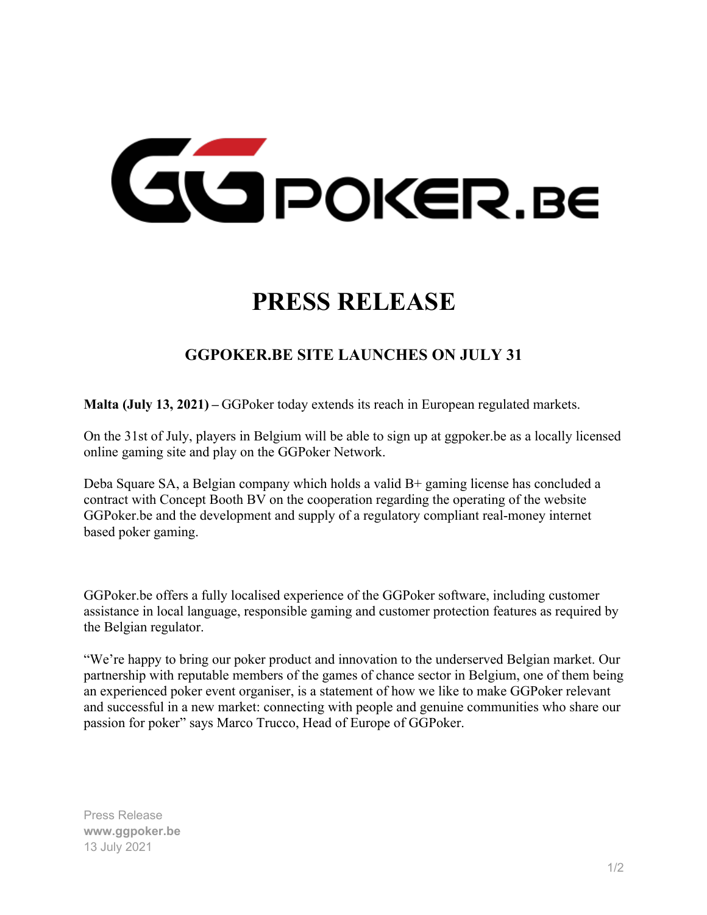# PRESS RELEASE

## GGPOKER.BE SITE LAUNCHES ON JULY 31

**Malta (July 13, 2021) –** GGPoker today extends its reach in European regulated markets.

On the 31st of July, players in Belgium will be able to sign up at ggpoker.be as a locally licensed online gaming site and play on the GGPoker Network.

Deba Square SA, a Belgian company which holds a valid B+ gaming license has concluded a contract with Concept Booth BV on the cooperation regarding the operating of the website GGPoker.be and the development and supply of a regulatory compliant real-money internet based poker gaming.

GGPoker.be offers a fully localised experience of the GGPoker software, including customer assistance in local language, responsible gaming and customer protection features as required by the Belgian regulator.

"We're happy to bring our poker product and innovation to the underserved Belgian market. Our partnership with reputable members of the games of chance sector in Belgium, one of them being an experienced poker event organiser, is a statement of how we like to make GGPoker relevant and successful in a new market: connecting with people and genuine communities who share our passion for poker" says Marco Trucco, Head of Europe of GGPoker.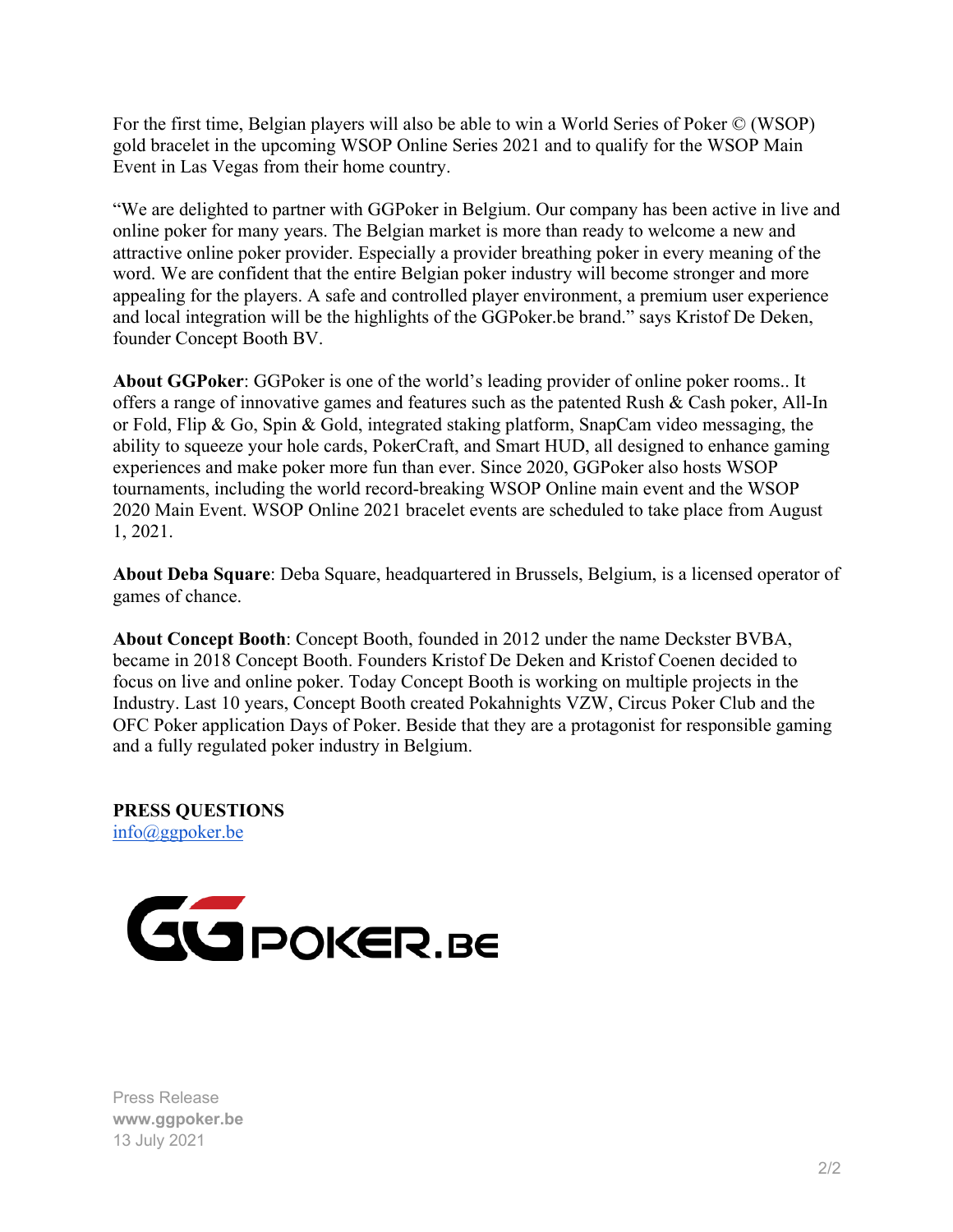For the first time, Belgian players will also be able to win a World Series of Poker © (WSOP) gold bracelet in the upcoming WSOP Online Series 2021 and to qualify for the WSOP Main Event in Las Vegas from their home country.

"We are delighted to partner with GGPoker in Belgium. Our company has been active in live and online poker for many years. The Belgian market is more than ready to welcome a new and attractive online poker provider. Especially a provider breathing poker in every meaning of the word. We are confident that the entire Belgian poker industry will become stronger and more appealing for the players. A safe and controlled player environment, a premium user experience and local integration will be the highlights of the GGPoker.be brand." says Kristof De Deken, founder Concept Booth BV.

**About GGPoker**: GGPoker is one of the world's leading provider of online poker rooms.. It offers a range of innovative games and features such as the patented Rush & Cash poker, All-In or Fold, Flip & Go, Spin & Gold, integrated staking platform, SnapCam video messaging, the ability to squeeze your hole cards, PokerCraft, and Smart HUD, all designed to enhance gaming experiences and make poker more fun than ever. Since 2020, GGPoker also hosts WSOP tournaments, including the world record-breaking WSOP Online main event and the WSOP 2020 Main Event. WSOP Online 2021 bracelet events are scheduled to take place from August 1, 2021.

**About Deba Square**: Deba Square, headquartered in Brussels, Belgium, is a licensed operator of games of chance.

**About Concept Booth**: Concept Booth, founded in 2012 under the name Deckster BVBA, became in 2018 Concept Booth. Founders Kristof De Deken and Kristof Coenen decided to focus on live and online poker. Today Concept Booth is working on multiple projects in the Industry. Last 10 years, Concept Booth created Pokahnights VZW, Circus Poker Club and the OFC Poker application Days of Poker. Beside that they are a protagonist for responsible gaming and a fully regulated poker industry in Belgium.

**PRESS QUESTIONS**
info@ggpoker.be

GGPOKER.BE

Press Release
**www.ggpoker.be**
13 July 2021